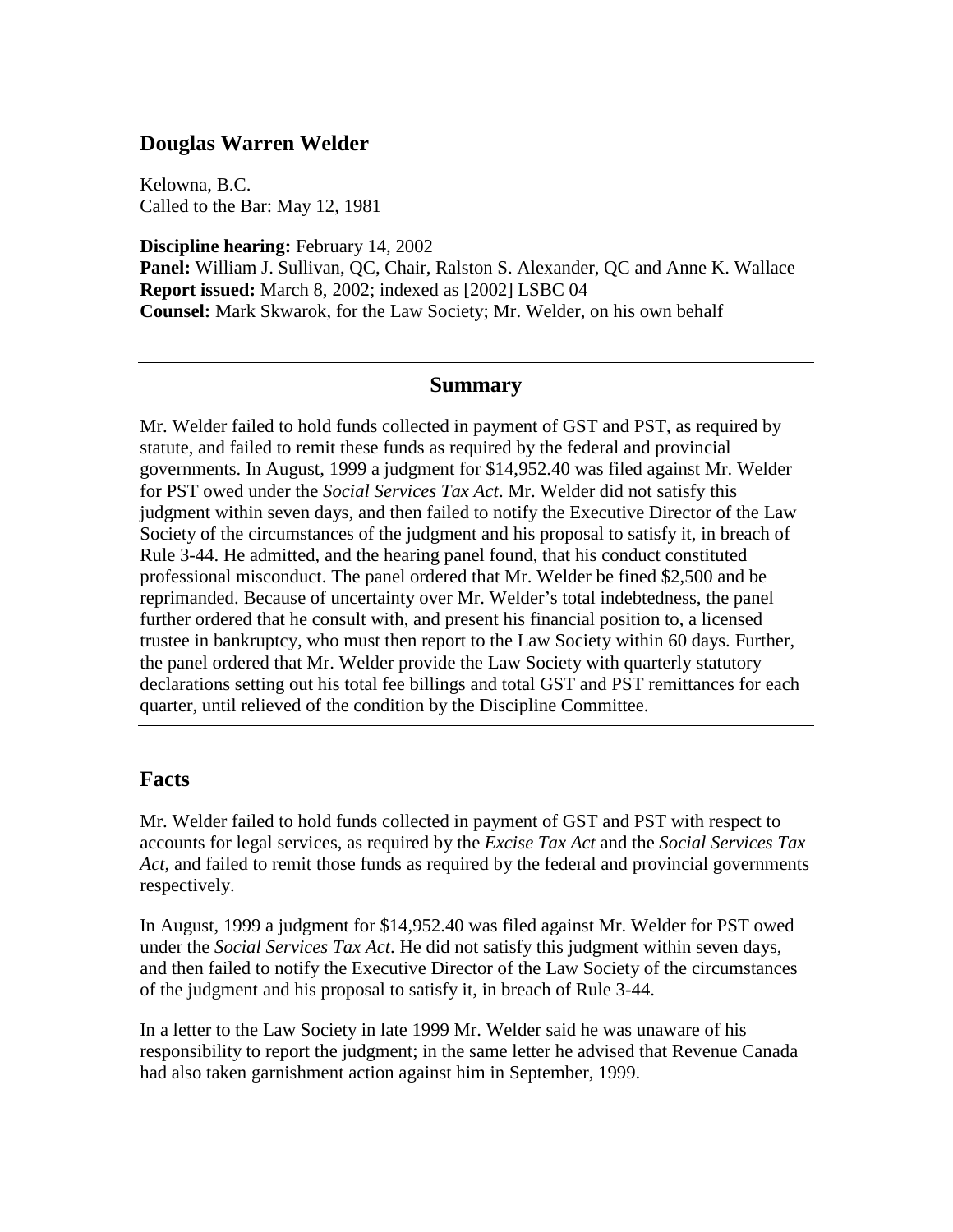## Douglas Warren Welder

Kelowna, B.C.
Called to the Bar: May 12, 1981

**Discipline hearing:** February 14, 2002
**Panel:** William J. Sullivan, QC, Chair, Ralston S. Alexander, QC and Anne K. Wallace
**Report issued:** March 8, 2002; indexed as [2002] LSBC 04
**Counsel:** Mark Skwarok, for the Law Society; Mr. Welder, on his own behalf

---

### Summary

Mr. Welder failed to hold funds collected in payment of GST and PST, as required by statute, and failed to remit these funds as required by the federal and provincial governments. In August, 1999 a judgment for $14,952.40 was filed against Mr. Welder for PST owed under the *Social Services Tax Act*. Mr. Welder did not satisfy this judgment within seven days, and then failed to notify the Executive Director of the Law Society of the circumstances of the judgment and his proposal to satisfy it, in breach of Rule 3-44. He admitted, and the hearing panel found, that his conduct constituted professional misconduct. The panel ordered that Mr. Welder be fined $2,500 and be reprimanded. Because of uncertainty over Mr. Welder's total indebtedness, the panel further ordered that he consult with, and present his financial position to, a licensed trustee in bankruptcy, who must then report to the Law Society within 60 days. Further, the panel ordered that Mr. Welder provide the Law Society with quarterly statutory declarations setting out his total fee billings and total GST and PST remittances for each quarter, until relieved of the condition by the Discipline Committee.

---

## Facts

Mr. Welder failed to hold funds collected in payment of GST and PST with respect to accounts for legal services, as required by the *Excise Tax Act* and the *Social Services Tax Act*, and failed to remit those funds as required by the federal and provincial governments respectively.

In August, 1999 a judgment for $14,952.40 was filed against Mr. Welder for PST owed under the *Social Services Tax Act*. He did not satisfy this judgment within seven days, and then failed to notify the Executive Director of the Law Society of the circumstances of the judgment and his proposal to satisfy it, in breach of Rule 3-44.

In a letter to the Law Society in late 1999 Mr. Welder said he was unaware of his responsibility to report the judgment; in the same letter he advised that Revenue Canada had also taken garnishment action against him in September, 1999.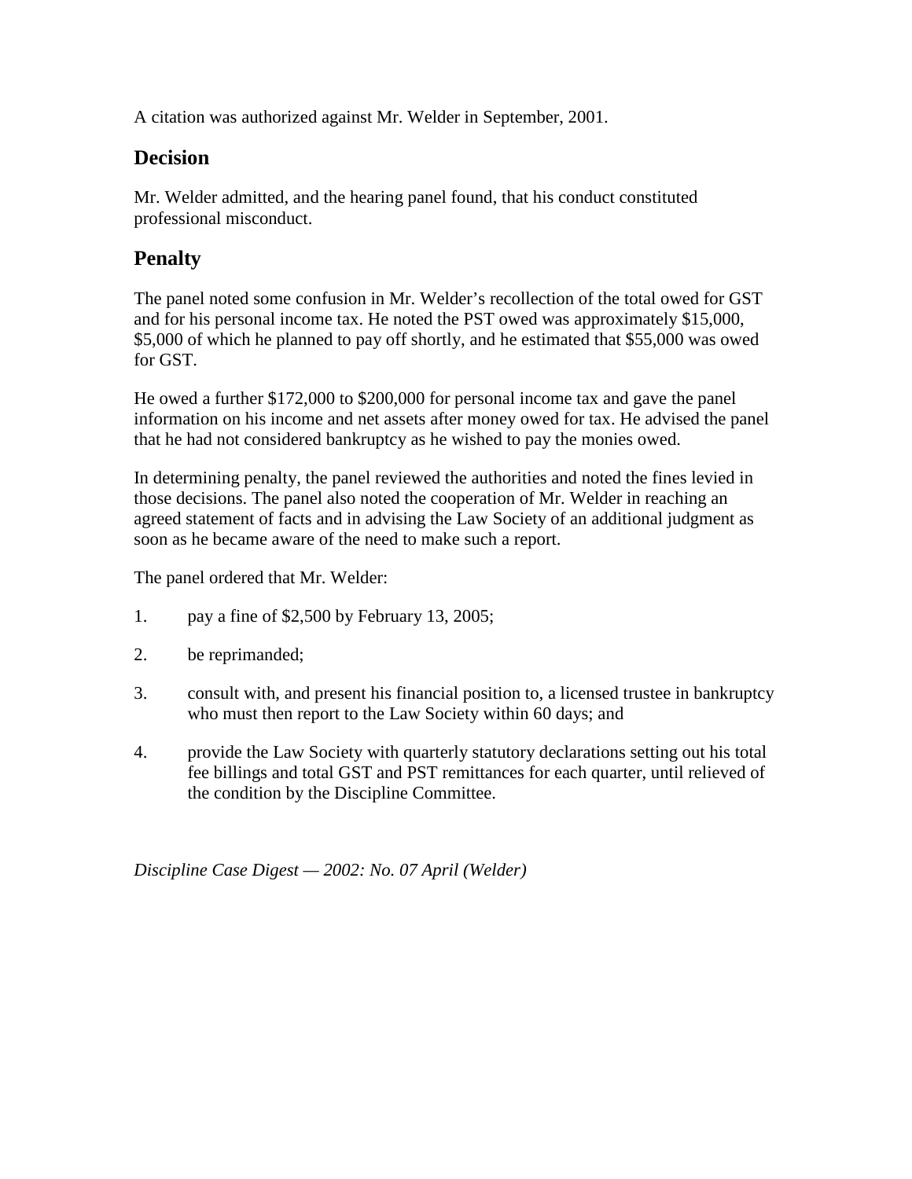A citation was authorized against Mr. Welder in September, 2001.

## Decision

Mr. Welder admitted, and the hearing panel found, that his conduct constituted professional misconduct.

## Penalty

The panel noted some confusion in Mr. Welder's recollection of the total owed for GST and for his personal income tax. He noted the PST owed was approximately $15,000, $5,000 of which he planned to pay off shortly, and he estimated that $55,000 was owed for GST.

He owed a further $172,000 to $200,000 for personal income tax and gave the panel information on his income and net assets after money owed for tax. He advised the panel that he had not considered bankruptcy as he wished to pay the monies owed.

In determining penalty, the panel reviewed the authorities and noted the fines levied in those decisions. The panel also noted the cooperation of Mr. Welder in reaching an agreed statement of facts and in advising the Law Society of an additional judgment as soon as he became aware of the need to make such a report.

The panel ordered that Mr. Welder:

1. pay a fine of $2,500 by February 13, 2005;
2. be reprimanded;
3. consult with, and present his financial position to, a licensed trustee in bankruptcy who must then report to the Law Society within 60 days; and
4. provide the Law Society with quarterly statutory declarations setting out his total fee billings and total GST and PST remittances for each quarter, until relieved of the condition by the Discipline Committee.

*Discipline Case Digest — 2002: No. 07 April (Welder)*